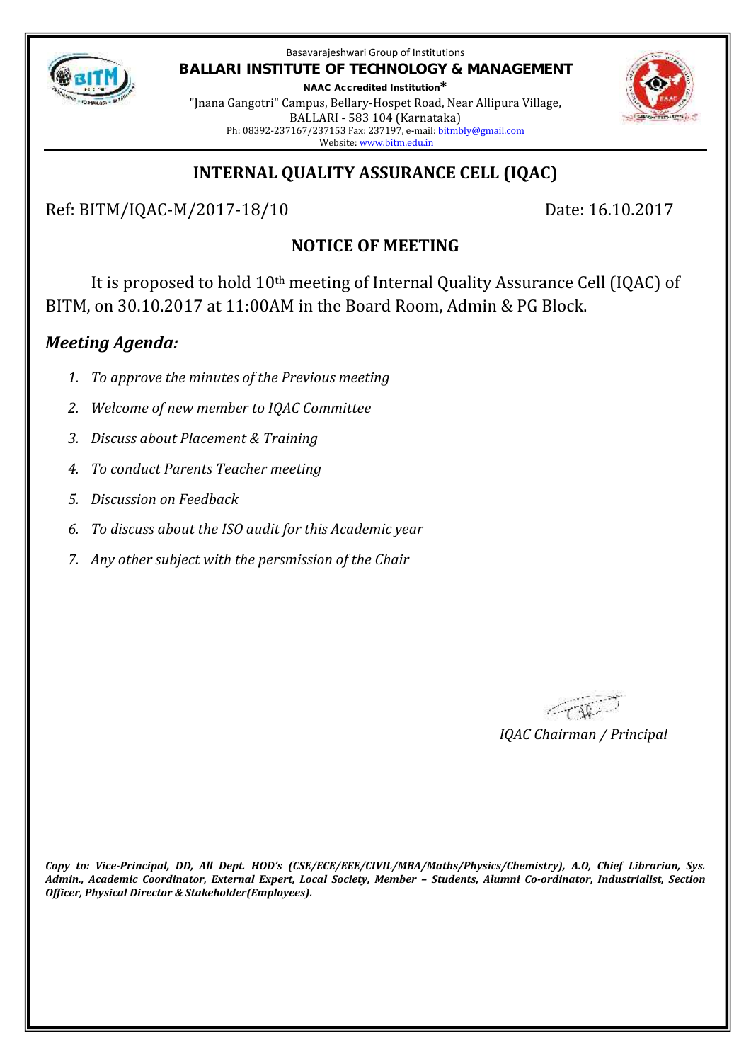Basavarajeshwari Group of Institutions

**BALLARI INSTITUTE OF TECHNOLOGY & MANAGEMENT**

**NAAC Accredited Institution***

"Jnana Gangotri" Campus, Bellary-Hospet Road, Near Allipura Village,
BALLARI - 583 104 (Karnataka)
Ph: 08392-237167/237153 Fax: 237197, e-mail: bitmbly@gmail.com
Website: www.bitm.edu.in

## INTERNAL QUALITY ASSURANCE CELL (IQAC)

Ref: BITM/IQAC-M/2017-18/10 Date: 16.10.2017

### NOTICE OF MEETING

It is proposed to hold 10th meeting of Internal Quality Assurance Cell (IQAC) of BITM, on 30.10.2017 at 11:00AM in the Board Room, Admin & PG Block.

***Meeting Agenda:***

1. *To approve the minutes of the Previous meeting*
2. *Welcome of new member to IQAC Committee*
3. *Discuss about Placement & Training*
4. *To conduct Parents Teacher meeting*
5. *Discussion on Feedback*
6. *To discuss about the ISO audit for this Academic year*
7. *Any other subject with the persmission of the Chair*

*IQAC Chairman / Principal*

***Copy to: Vice-Principal, DD, All Dept. HOD's (CSE/ECE/EEE/CIVIL/MBA/Maths/Physics/Chemistry), A.O, Chief Librarian, Sys. Admin., Academic Coordinator, External Expert, Local Society, Member – Students, Alumni Co-ordinator, Industrialist, Section Officer, Physical Director & Stakeholder(Employees).***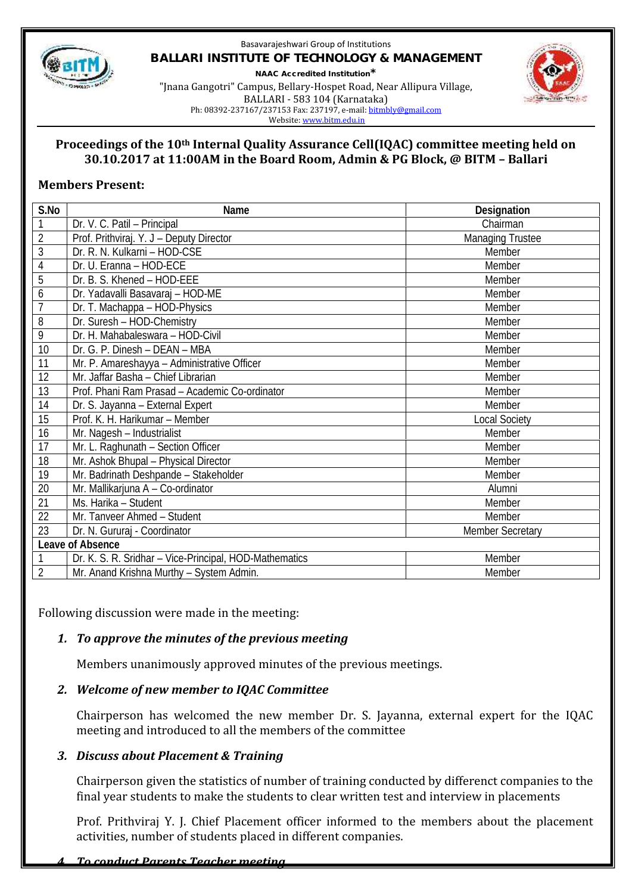Basavarajeshwari Group of Institutions

**BALLARI INSTITUTE OF TECHNOLOGY & MANAGEMENT**

**NAAC Accredited Institution***

"Jnana Gangotri" Campus, Bellary-Hospet Road, Near Allipura Village, BALLARI - 583 104 (Karnataka)

Ph: 08392-237167/237153 Fax: 237197, e-mail: bitmbly@gmail.com

Website: www.bitm.edu.in

## Proceedings of the 10th Internal Quality Assurance Cell(IQAC) committee meeting held on 30.10.2017 at 11:00AM in the Board Room, Admin & PG Block, @ BITM – Ballari

**Members Present:**

| S.No | Name | Designation |
|---|---|---|
| 1 | Dr. V. C. Patil – Principal | Chairman |
| 2 | Prof. Prithviraj. Y. J – Deputy Director | Managing Trustee |
| 3 | Dr. R. N. Kulkarni – HOD-CSE | Member |
| 4 | Dr. U. Eranna – HOD-ECE | Member |
| 5 | Dr. B. S. Khened – HOD-EEE | Member |
| 6 | Dr. Yadavalli Basavaraj – HOD-ME | Member |
| 7 | Dr. T. Machappa – HOD-Physics | Member |
| 8 | Dr. Suresh – HOD-Chemistry | Member |
| 9 | Dr. H. Mahabaleswara – HOD-Civil | Member |
| 10 | Dr. G. P. Dinesh – DEAN – MBA | Member |
| 11 | Mr. P. Amareshayya – Administrative Officer | Member |
| 12 | Mr. Jaffar Basha – Chief Librarian | Member |
| 13 | Prof. Phani Ram Prasad – Academic Co-ordinator | Member |
| 14 | Dr. S. Jayanna – External Expert | Member |
| 15 | Prof. K. H. Harikumar – Member | Local Society |
| 16 | Mr. Nagesh – Industrialist | Member |
| 17 | Mr. L. Raghunath – Section Officer | Member |
| 18 | Mr. Ashok Bhupal – Physical Director | Member |
| 19 | Mr. Badrinath Deshpande – Stakeholder | Member |
| 20 | Mr. Mallikarjuna A – Co-ordinator | Alumni |
| 21 | Ms. Harika – Student | Member |
| 22 | Mr. Tanveer Ahmed – Student | Member |
| 23 | Dr. N. Gururaj - Coordinator | Member Secretary |
| Leave of Absence | | |
| 1 | Dr. K. S. R. Sridhar – Vice-Principal, HOD-Mathematics | Member |
| 2 | Mr. Anand Krishna Murthy – System Admin. | Member |

Following discussion were made in the meeting:

1. ***To approve the minutes of the previous meeting***

   Members unanimously approved minutes of the previous meetings.

2. ***Welcome of new member to IQAC Committee***

   Chairperson has welcomed the new member Dr. S. Jayanna, external expert for the IQAC meeting and introduced to all the members of the committee

3. ***Discuss about Placement & Training***

   Chairperson given the statistics of number of training conducted by diffrenct companies to the final year students to make the students to clear written test and interview in placements

   Prof. Prithviraj Y. J. Chief Placement officer informed to the members about the placement activities, number of students placed in different companies.

4. ***To conduct Parents Teacher meeting***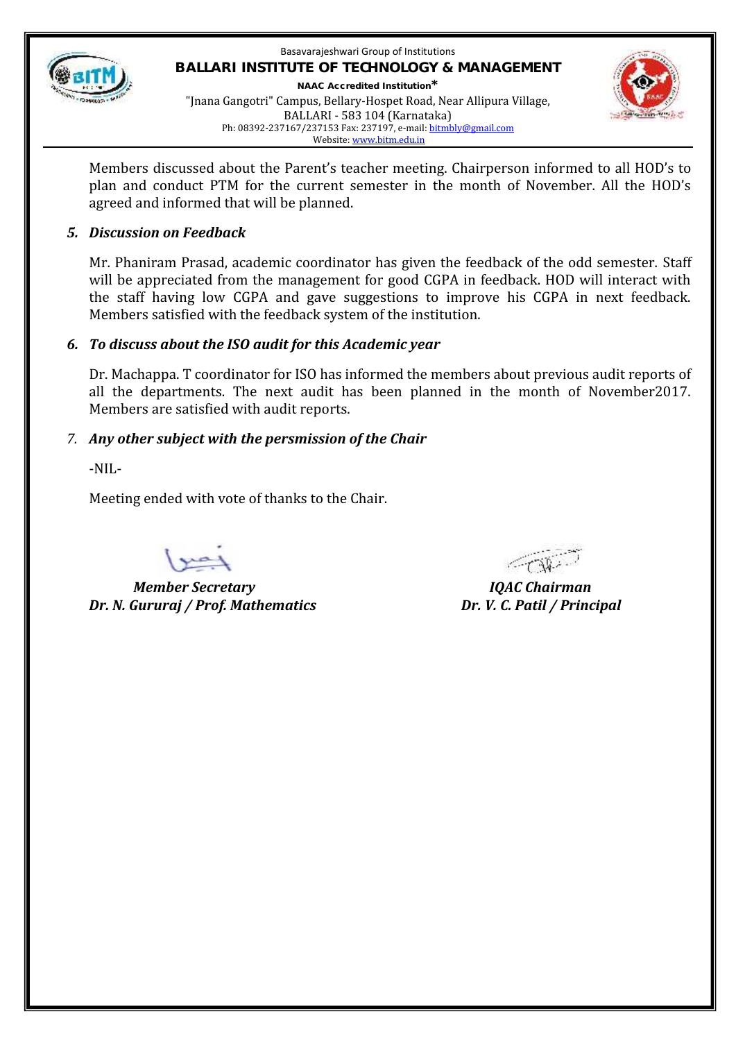Members discussed about the Parent's teacher meeting. Chairperson informed to all HOD's to plan and conduct PTM for the current semester in the month of November. All the HOD's agreed and informed that will be planned.

### 5. *Discussion on Feedback*

Mr. Phaniram Prasad, academic coordinator has given the feedback of the odd semester. Staff will be appreciated from the management for good CGPA in feedback. HOD will interact with the staff having low CGPA and gave suggestions to improve his CGPA in next feedback. Members satisfied with the feedback system of the institution.

### 6. *To discuss about the ISO audit for this Academic year*

Dr. Machappa. T coordinator for ISO has informed the members about previous audit reports of all the departments. The next audit has been planned in the month of November2017. Members are satisfied with audit reports.

### 7. *Any other subject with the persmission of the Chair*

-NIL-

Meeting ended with vote of thanks to the Chair.

*Member Secretary*
*Dr. N. Gururaj / Prof. Mathematics*

*IQAC Chairman*
*Dr. V. C. Patil / Principal*